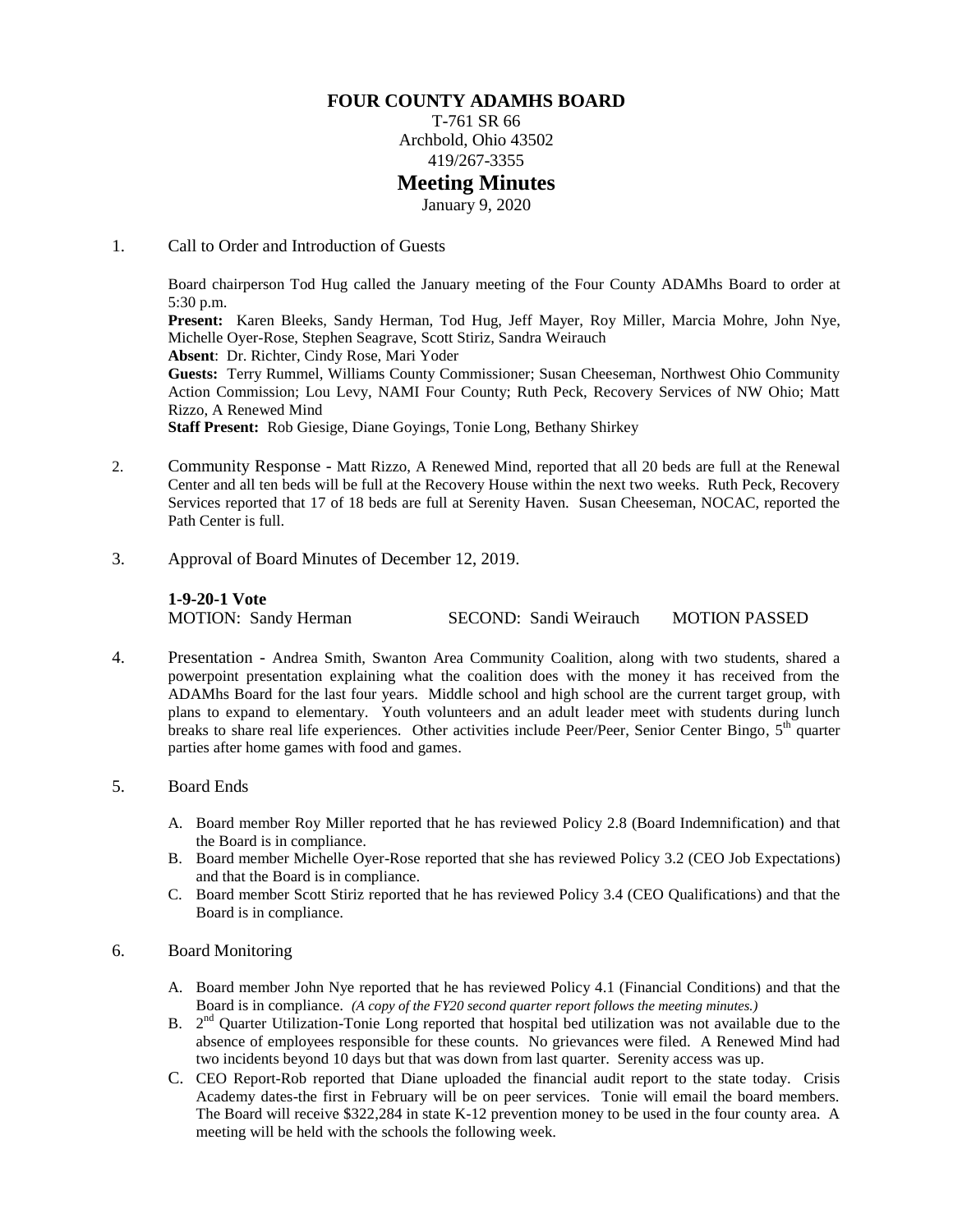# FOUR COUNTY ADAMHS BOARD

T-761 SR 66
Archbold, Ohio 43502
419/267-3355

## Meeting Minutes

January 9, 2020

1. Call to Order and Introduction of Guests

   Board chairperson Tod Hug called the January meeting of the Four County ADAMhs Board to order at 5:30 p.m.
   **Present:** Karen Bleeks, Sandy Herman, Tod Hug, Jeff Mayer, Roy Miller, Marcia Mohre, John Nye, Michelle Oyer-Rose, Stephen Seagrave, Scott Stiriz, Sandra Weirauch
   **Absent**: Dr. Richter, Cindy Rose, Mari Yoder
   **Guests:** Terry Rummel, Williams County Commissioner; Susan Cheeseman, Northwest Ohio Community Action Commission; Lou Levy, NAMI Four County; Ruth Peck, Recovery Services of NW Ohio; Matt Rizzo, A Renewed Mind
   **Staff Present:** Rob Giesige, Diane Goyings, Tonie Long, Bethany Shirkey

2. Community Response - Matt Rizzo, A Renewed Mind, reported that all 20 beds are full at the Renewal Center and all ten beds will be full at the Recovery House within the next two weeks. Ruth Peck, Recovery Services reported that 17 of 18 beds are full at Serenity Haven. Susan Cheeseman, NOCAC, reported the Path Center is full.

3. Approval of Board Minutes of December 12, 2019.

   **1-9-20-1 Vote**
   MOTION: Sandy Herman SECOND: Sandi Weirauch MOTION PASSED

4. Presentation - Andrea Smith, Swanton Area Community Coalition, along with two students, shared a powerpoint presentation explaining what the coalition does with the money it has received from the ADAMhs Board for the last four years. Middle school and high school are the current target group, with plans to expand to elementary. Youth volunteers and an adult leader meet with students during lunch breaks to share real life experiences. Other activities include Peer/Peer, Senior Center Bingo, 5th quarter parties after home games with food and games.

5. Board Ends

   A. Board member Roy Miller reported that he has reviewed Policy 2.8 (Board Indemnification) and that the Board is in compliance.
   B. Board member Michelle Oyer-Rose reported that she has reviewed Policy 3.2 (CEO Job Expectations) and that the Board is in compliance.
   C. Board member Scott Stiriz reported that he has reviewed Policy 3.4 (CEO Qualifications) and that the Board is in compliance.

6. Board Monitoring

   A. Board member John Nye reported that he has reviewed Policy 4.1 (Financial Conditions) and that the Board is in compliance. *(A copy of the FY20 second quarter report follows the meeting minutes.)*
   B. 2nd Quarter Utilization-Tonie Long reported that hospital bed utilization was not available due to the absence of employees responsible for these counts. No grievances were filed. A Renewed Mind had two incidents beyond 10 days but that was down from last quarter. Serenity access was up.
   C. CEO Report-Rob reported that Diane uploaded the financial audit report to the state today. Crisis Academy dates-the first in February will be on peer services. Tonie will email the board members. The Board will receive $322,284 in state K-12 prevention money to be used in the four county area. A meeting will be held with the schools the following week.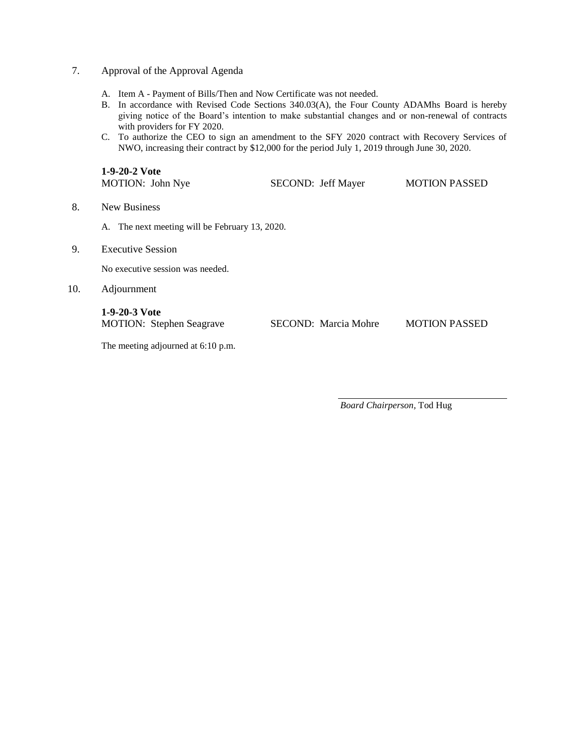7. Approval of the Approval Agenda

   A. Item A - Payment of Bills/Then and Now Certificate was not needed.
   B. In accordance with Revised Code Sections 340.03(A), the Four County ADAMhs Board is hereby giving notice of the Board's intention to make substantial changes and or non-renewal of contracts with providers for FY 2020.
   C. To authorize the CEO to sign an amendment to the SFY 2020 contract with Recovery Services of NWO, increasing their contract by $12,000 for the period July 1, 2019 through June 30, 2020.

   **1-9-20-2 Vote**
   MOTION: John Nye     SECOND: Jeff Mayer     MOTION PASSED

8. New Business

   A. The next meeting will be February 13, 2020.

9. Executive Session

   No executive session was needed.

10. Adjournment

    **1-9-20-3 Vote**
    MOTION: Stephen Seagrave     SECOND: Marcia Mohre     MOTION PASSED

    The meeting adjourned at 6:10 p.m.

_____________________________
*Board Chairperson,* Tod Hug